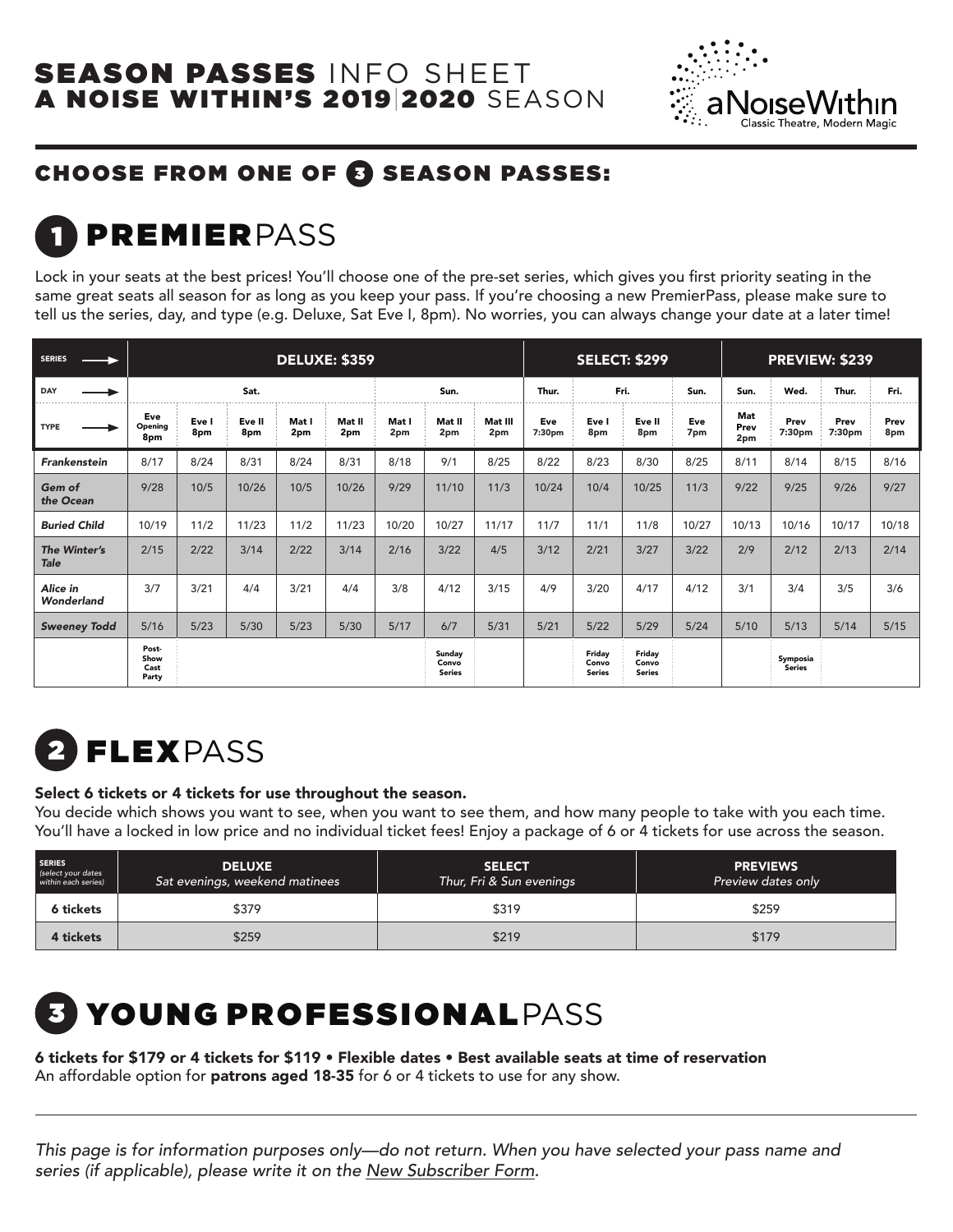# SEASON PASSES INFO SHEET
# A NOISE WITHIN'S 2019|2020 SEASON

aNoiseWithin — Classic Theatre, Modern Magic

## CHOOSE FROM ONE OF 3 SEASON PASSES:

## 1 PREMIERPASS

Lock in your seats at the best prices! You'll choose one of the pre-set series, which gives you first priority seating in the same great seats all season for as long as you keep your pass. If you're choosing a new PremierPass, please make sure to tell us the series, day, and type (e.g. Deluxe, Sat Eve I, 8pm). No worries, you can always change your date at a later time!

| SERIES | DELUXE: $359 | | | | | | | | SELECT: $299 | | | | PREVIEW: $239 | | | |
|---|---|---|---|---|---|---|---|---|---|---|---|---|---|---|---|---|
| DAY | Sat. | | | | | Sun. | | | Thur. | Fri. | | Sun. | Sun. | Wed. | Thur. | Fri. |
| TYPE | Eve Opening 8pm | Eve I 8pm | Eve II 8pm | Mat I 2pm | Mat II 2pm | Mat I 2pm | Mat II 2pm | Mat III 2pm | Eve 7:30pm | Eve I 8pm | Eve II 8pm | Eve 7pm | Mat Prev 2pm | Prev 7:30pm | Prev 7:30pm | Prev 8pm |
| *Frankenstein* | 8/17 | 8/24 | 8/31 | 8/24 | 8/31 | 8/18 | 9/1 | 8/25 | 8/22 | 8/23 | 8/30 | 8/25 | 8/11 | 8/14 | 8/15 | 8/16 |
| *Gem of the Ocean* | 9/28 | 10/5 | 10/26 | 10/5 | 10/26 | 9/29 | 11/10 | 11/3 | 10/24 | 10/4 | 10/25 | 11/3 | 9/22 | 9/25 | 9/26 | 9/27 |
| *Buried Child* | 10/19 | 11/2 | 11/23 | 11/2 | 11/23 | 10/20 | 10/27 | 11/17 | 11/7 | 11/1 | 11/8 | 10/27 | 10/13 | 10/16 | 10/17 | 10/18 |
| *The Winter's Tale* | 2/15 | 2/22 | 3/14 | 2/22 | 3/14 | 2/16 | 3/22 | 4/5 | 3/12 | 2/21 | 3/27 | 3/22 | 2/9 | 2/12 | 2/13 | 2/14 |
| *Alice in Wonderland* | 3/7 | 3/21 | 4/4 | 3/21 | 4/4 | 3/8 | 4/12 | 3/15 | 4/9 | 3/20 | 4/17 | 4/12 | 3/1 | 3/4 | 3/5 | 3/6 |
| *Sweeney Todd* | 5/16 | 5/23 | 5/30 | 5/23 | 5/30 | 5/17 | 6/7 | 5/31 | 5/21 | 5/22 | 5/29 | 5/24 | 5/10 | 5/13 | 5/14 | 5/15 |
| | Post-Show Cast Party | | | | | | Sunday Convo Series | | | Friday Convo Series | Friday Convo Series | | | Symposia Series | | |

## 2 FLEXPASS

**Select 6 tickets or 4 tickets for use throughout the season.**

You decide which shows you want to see, when you want to see them, and how many people to take with you each time. You'll have a locked in low price and no individual ticket fees! Enjoy a package of 6 or 4 tickets for use across the season.

| SERIES *(select your dates within each series)* | DELUXE *Sat evenings, weekend matinees* | SELECT *Thur, Fri & Sun evenings* | PREVIEWS *Preview dates only* |
|---|---|---|---|
| **6 tickets** | $379 | $319 | $259 |
| **4 tickets** | $259 | $219 | $179 |

## 3 YOUNG PROFESSIONALPASS

**6 tickets for $179 or 4 tickets for $119 • Flexible dates • Best available seats at time of reservation**

An affordable option for **patrons aged 18-35** for 6 or 4 tickets to use for any show.

---

*This page is for information purposes only—do not return. When you have selected your pass name and series (if applicable), please write it on the New Subscriber Form.*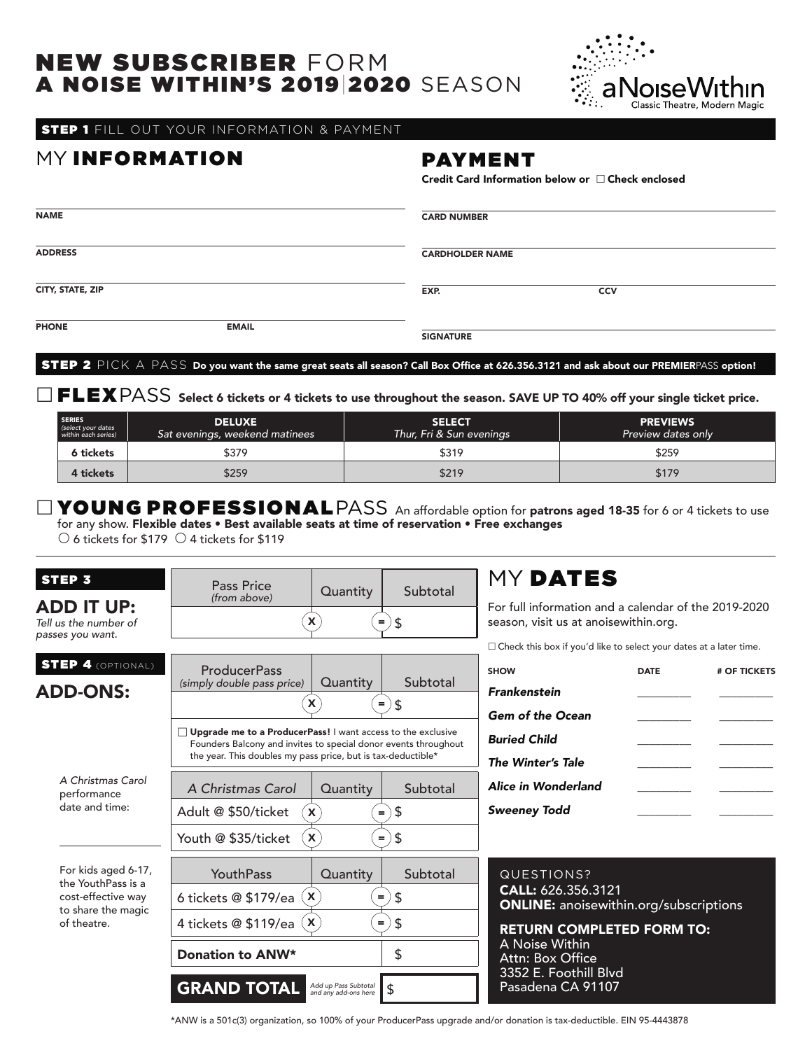# NEW SUBSCRIBER FORM
# A NOISE WITHIN'S 2019|2020 SEASON

aNoiseWithin
Classic Theatre, Modern Magic

**STEP 1** FILL OUT YOUR INFORMATION & PAYMENT

## MY INFORMATION

NAME

ADDRESS

CITY, STATE, ZIP

PHONE EMAIL

## PAYMENT

**Credit Card Information below or ☐ Check enclosed**

CARD NUMBER

CARDHOLDER NAME

EXP. CCV

SIGNATURE

**STEP 2** PICK A PASS **Do you want the same great seats all season? Call Box Office at 626.356.3121 and ask about our PREMIERPASS option!**

## ☐ FLEXPASS **Select 6 tickets or 4 tickets to use throughout the season. SAVE UP TO 40% off your single ticket price.**

| SERIES *(select your dates within each series)* | DELUXE *Sat evenings, weekend matinees* | SELECT *Thur, Fri & Sun evenings* | PREVIEWS *Preview dates only* |
|---|---|---|---|
| 6 tickets | $379 | $319 | $259 |
| 4 tickets | $259 | $219 | $179 |

## ☐ YOUNG PROFESSIONALPASS

An affordable option for **patrons aged 18-35** for 6 or 4 tickets to use for any show. **Flexible dates • Best available seats at time of reservation • Free exchanges**

○ 6 tickets for $179 ○ 4 tickets for $119

**STEP 3**

## ADD IT UP:

*Tell us the number of passes you want.*

| Pass Price *(from above)* | Quantity | Subtotal |
|---|---|---|
| X | = | $ |

**STEP 4** (OPTIONAL)

## ADD-ONS:

| ProducerPass *(simply double pass price)* | Quantity | Subtotal |
|---|---|---|
| X | = | $ |

☐ **Upgrade me to a ProducerPass!** I want access to the exclusive Founders Balcony and invites to special donor events throughout the year. This doubles my pass price, but is tax-deductible*

*A Christmas Carol* performance date and time:

| *A Christmas Carol* | Quantity | Subtotal |
|---|---|---|
| Adult @ $50/ticket | X | = $ |
| Youth @ $35/ticket | X | = $ |

For kids aged 6-17, the YouthPass is a cost-effective way to share the magic of theatre.

| YouthPass | Quantity | Subtotal |
|---|---|---|
| 6 tickets @ $179/ea | X | = $ |
| 4 tickets @ $119/ea | X | = $ |
| **Donation to ANW*** | | $ |

**GRAND TOTAL** *Add up Pass Subtotal and any add-ons here* $

## MY DATES

For full information and a calendar of the 2019-2020 season, visit us at anoisewithin.org.

☐ Check this box if you'd like to select your dates at a later time.

| SHOW | DATE | # OF TICKETS |
|---|---|---|
| ***Frankenstein*** | | |
| ***Gem of the Ocean*** | | |
| ***Buried Child*** | | |
| ***The Winter's Tale*** | | |
| ***Alice in Wonderland*** | | |
| ***Sweeney Todd*** | | |

QUESTIONS?
**CALL:** 626.356.3121
**ONLINE:** anoisewithin.org/subscriptions

**RETURN COMPLETED FORM TO:**
A Noise Within
Attn: Box Office
3352 E. Foothill Blvd
Pasadena CA 91107

*ANW is a 501(c)(3) organization, so 100% of your ProducerPass upgrade and/or donation is tax-deductible. EIN 95-4443878